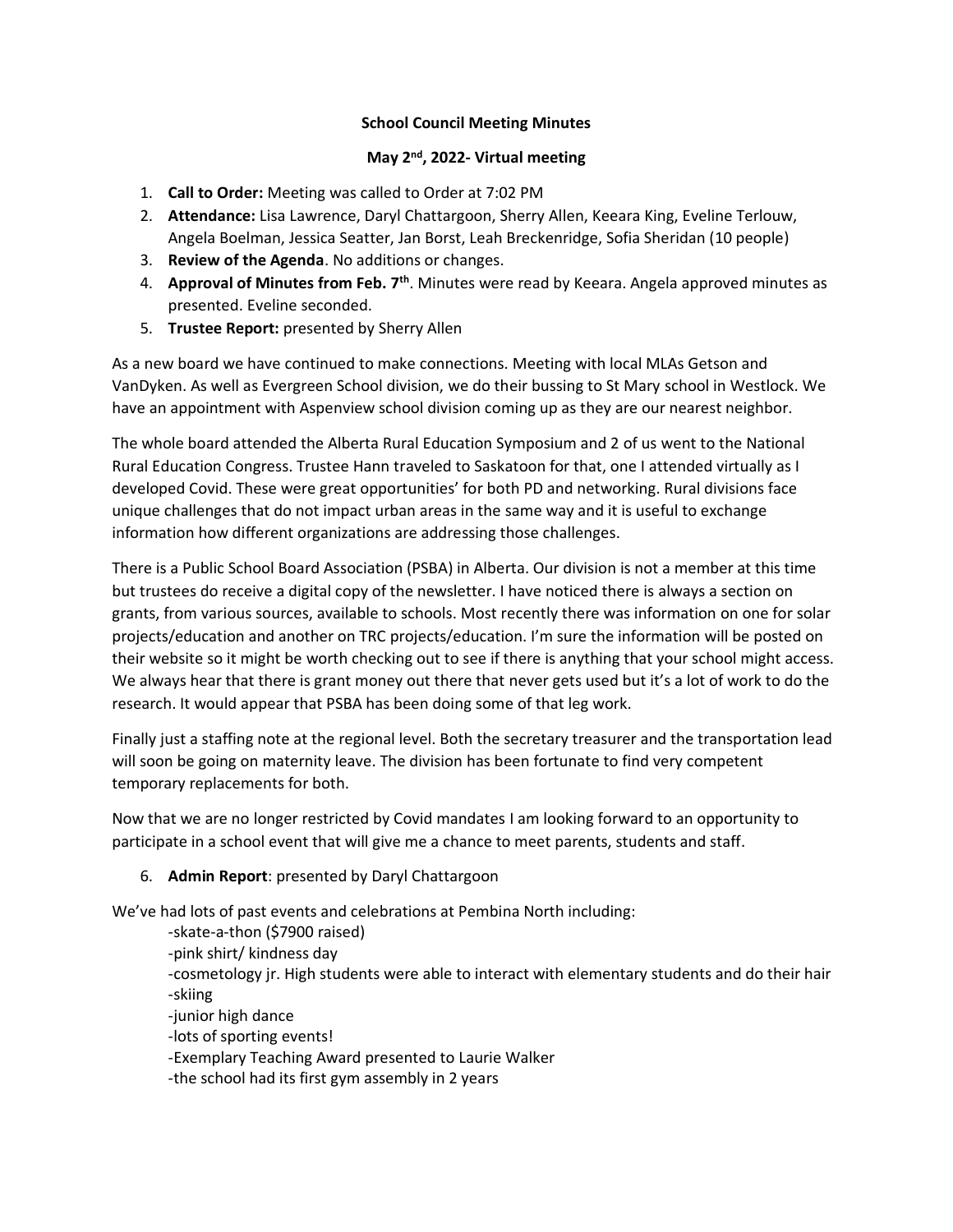**School Council Meeting Minutes**

**May 2nd, 2022- Virtual meeting**

1. **Call to Order:** Meeting was called to Order at 7:02 PM
2. **Attendance:** Lisa Lawrence, Daryl Chattargoon, Sherry Allen, Keeara King, Eveline Terlouw, Angela Boelman, Jessica Seatter, Jan Borst, Leah Breckenridge, Sofia Sheridan (10 people)
3. **Review of the Agenda**. No additions or changes.
4. **Approval of Minutes from Feb. 7th**. Minutes were read by Keeara. Angela approved minutes as presented. Eveline seconded.
5. **Trustee Report:** presented by Sherry Allen

As a new board we have continued to make connections. Meeting with local MLAs Getson and VanDyken. As well as Evergreen School division, we do their bussing to St Mary school in Westlock. We have an appointment with Aspenview school division coming up as they are our nearest neighbor.

The whole board attended the Alberta Rural Education Symposium and 2 of us went to the National Rural Education Congress. Trustee Hann traveled to Saskatoon for that, one I attended virtually as I developed Covid. These were great opportunities' for both PD and networking. Rural divisions face unique challenges that do not impact urban areas in the same way and it is useful to exchange information how different organizations are addressing those challenges.

There is a Public School Board Association (PSBA) in Alberta. Our division is not a member at this time but trustees do receive a digital copy of the newsletter. I have noticed there is always a section on grants, from various sources, available to schools. Most recently there was information on one for solar projects/education and another on TRC projects/education. I'm sure the information will be posted on their website so it might be worth checking out to see if there is anything that your school might access. We always hear that there is grant money out there that never gets used but it's a lot of work to do the research. It would appear that PSBA has been doing some of that leg work.

Finally just a staffing note at the regional level. Both the secretary treasurer and the transportation lead will soon be going on maternity leave. The division has been fortunate to find very competent temporary replacements for both.

Now that we are no longer restricted by Covid mandates I am looking forward to an opportunity to participate in a school event that will give me a chance to meet parents, students and staff.

6. **Admin Report**: presented by Daryl Chattargoon

We've had lots of past events and celebrations at Pembina North including:

-skate-a-thon ($7900 raised)
-pink shirt/ kindness day
-cosmetology jr. High students were able to interact with elementary students and do their hair
-skiing
-junior high dance
-lots of sporting events!
-Exemplary Teaching Award presented to Laurie Walker
-the school had its first gym assembly in 2 years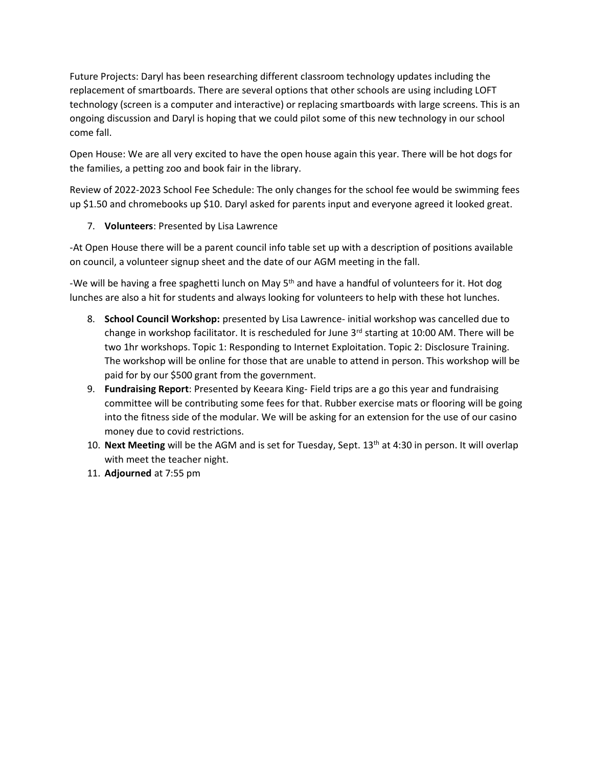Future Projects: Daryl has been researching different classroom technology updates including the replacement of smartboards. There are several options that other schools are using including LOFT technology (screen is a computer and interactive) or replacing smartboards with large screens. This is an ongoing discussion and Daryl is hoping that we could pilot some of this new technology in our school come fall.

Open House: We are all very excited to have the open house again this year. There will be hot dogs for the families, a petting zoo and book fair in the library.

Review of 2022-2023 School Fee Schedule: The only changes for the school fee would be swimming fees up $1.50 and chromebooks up $10. Daryl asked for parents input and everyone agreed it looked great.

7. **Volunteers**: Presented by Lisa Lawrence

-At Open House there will be a parent council info table set up with a description of positions available on council, a volunteer signup sheet and the date of our AGM meeting in the fall.

-We will be having a free spaghetti lunch on May 5th and have a handful of volunteers for it. Hot dog lunches are also a hit for students and always looking for volunteers to help with these hot lunches.

8. **School Council Workshop:** presented by Lisa Lawrence- initial workshop was cancelled due to change in workshop facilitator. It is rescheduled for June 3rd starting at 10:00 AM. There will be two 1hr workshops. Topic 1: Responding to Internet Exploitation. Topic 2: Disclosure Training. The workshop will be online for those that are unable to attend in person. This workshop will be paid for by our $500 grant from the government.
9. **Fundraising Report**: Presented by Keeara King- Field trips are a go this year and fundraising committee will be contributing some fees for that. Rubber exercise mats or flooring will be going into the fitness side of the modular. We will be asking for an extension for the use of our casino money due to covid restrictions.
10. **Next Meeting** will be the AGM and is set for Tuesday, Sept. 13th at 4:30 in person. It will overlap with meet the teacher night.
11. **Adjourned** at 7:55 pm